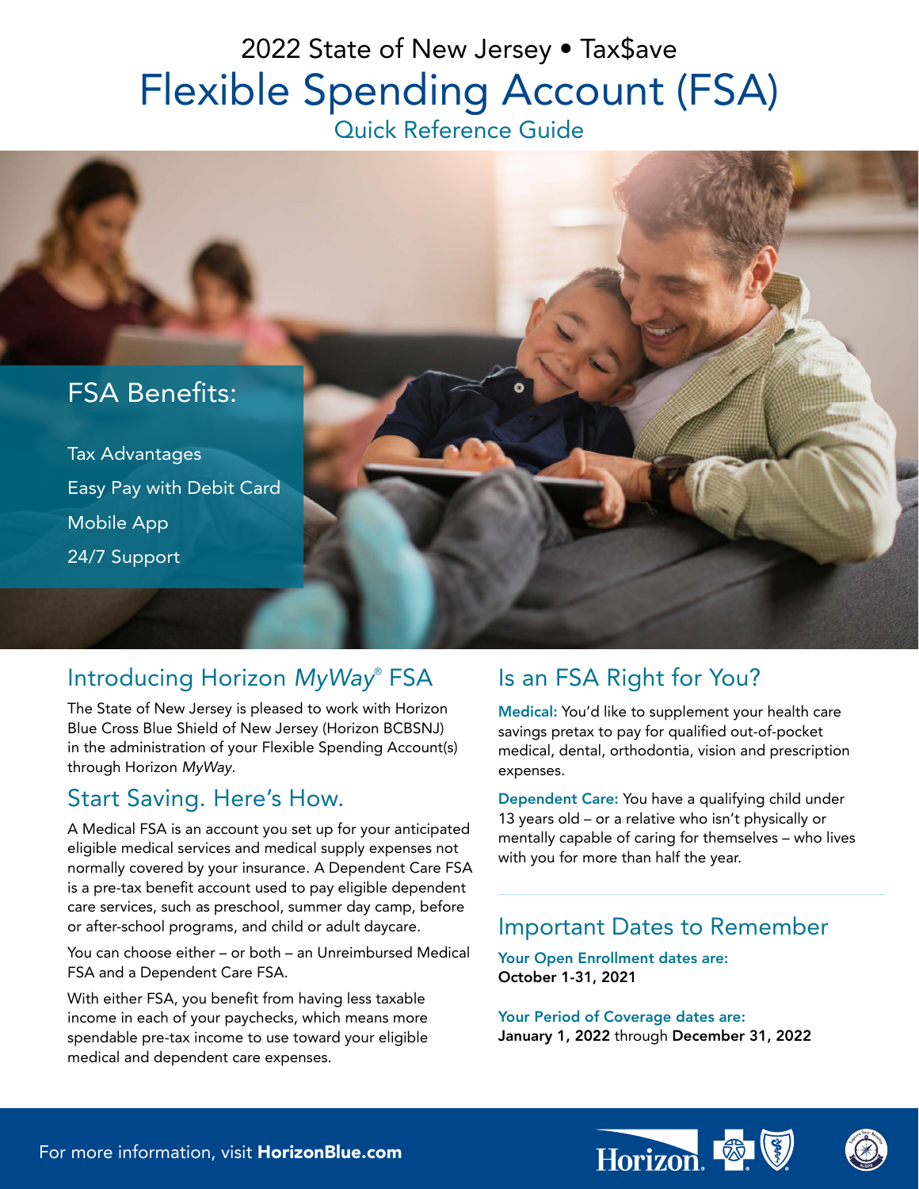# 2022 State of New Jersey • Tax$ave

# Flexible Spending Account (FSA)

## Quick Reference Guide

### FSA Benefits:

- Tax Advantages
- Easy Pay with Debit Card
- Mobile App
- 24/7 Support

## Introducing Horizon *MyWay*® FSA

The State of New Jersey is pleased to work with Horizon Blue Cross Blue Shield of New Jersey (Horizon BCBSNJ) in the administration of your Flexible Spending Account(s) through Horizon *MyWay*.

## Start Saving. Here's How.

A Medical FSA is an account you set up for your anticipated eligible medical services and medical supply expenses not normally covered by your insurance. A Dependent Care FSA is a pre-tax benefit account used to pay eligible dependent care services, such as preschool, summer day camp, before or after-school programs, and child or adult daycare.

You can choose either – or both – an Unreimbursed Medical FSA and a Dependent Care FSA.

With either FSA, you benefit from having less taxable income in each of your paychecks, which means more spendable pre-tax income to use toward your eligible medical and dependent care expenses.

## Is an FSA Right for You?

**Medical:** You'd like to supplement your health care savings pretax to pay for qualified out-of-pocket medical, dental, orthodontia, vision and prescription expenses.

**Dependent Care:** You have a qualifying child under 13 years old – or a relative who isn't physically or mentally capable of caring for themselves – who lives with you for more than half the year.

## Important Dates to Remember

**Your Open Enrollment dates are:**
**October 1-31, 2021**

**Your Period of Coverage dates are:**
**January 1, 2022** through **December 31, 2022**

For more information, visit **HorizonBlue.com**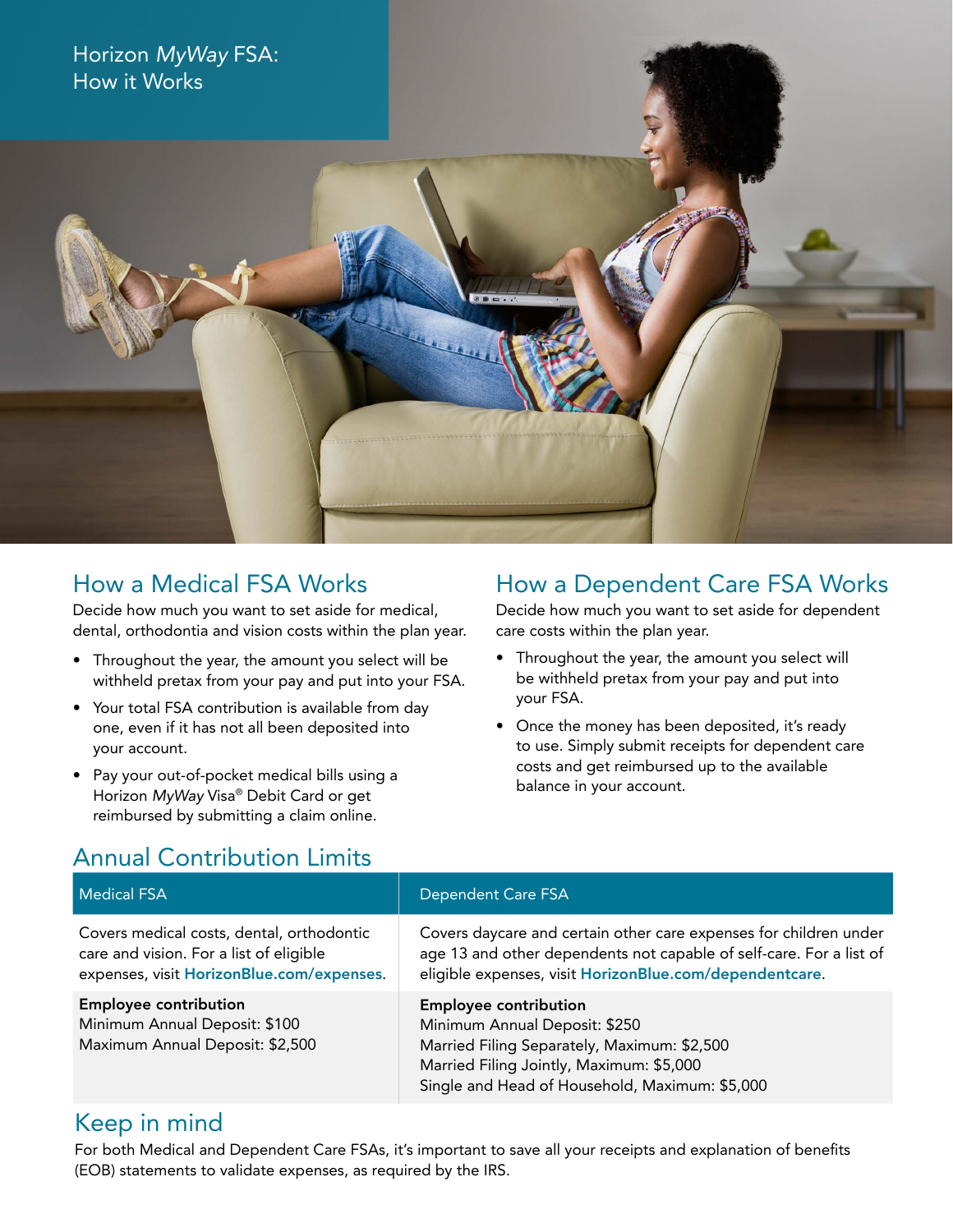# Horizon *MyWay* FSA: How it Works

## How a Medical FSA Works

Decide how much you want to set aside for medical, dental, orthodontia and vision costs within the plan year.

- Throughout the year, the amount you select will be withheld pretax from your pay and put into your FSA.
- Your total FSA contribution is available from day one, even if it has not all been deposited into your account.
- Pay your out-of-pocket medical bills using a Horizon *MyWay* Visa® Debit Card or get reimbursed by submitting a claim online.

## How a Dependent Care FSA Works

Decide how much you want to set aside for dependent care costs within the plan year.

- Throughout the year, the amount you select will be withheld pretax from your pay and put into your FSA.
- Once the money has been deposited, it's ready to use. Simply submit receipts for dependent care costs and get reimbursed up to the available balance in your account.

## Annual Contribution Limits

| Medical FSA | Dependent Care FSA |
|---|---|
| Covers medical costs, dental, orthodontic care and vision. For a list of eligible expenses, visit **HorizonBlue.com/expenses**. | Covers daycare and certain other care expenses for children under age 13 and other dependents not capable of self-care. For a list of eligible expenses, visit **HorizonBlue.com/dependentcare**. |
| **Employee contribution**<br>Minimum Annual Deposit: $100<br>Maximum Annual Deposit: $2,500 | **Employee contribution**<br>Minimum Annual Deposit: $250<br>Married Filing Separately, Maximum: $2,500<br>Married Filing Jointly, Maximum: $5,000<br>Single and Head of Household, Maximum: $5,000 |

## Keep in mind

For both Medical and Dependent Care FSAs, it's important to save all your receipts and explanation of benefits (EOB) statements to validate expenses, as required by the IRS.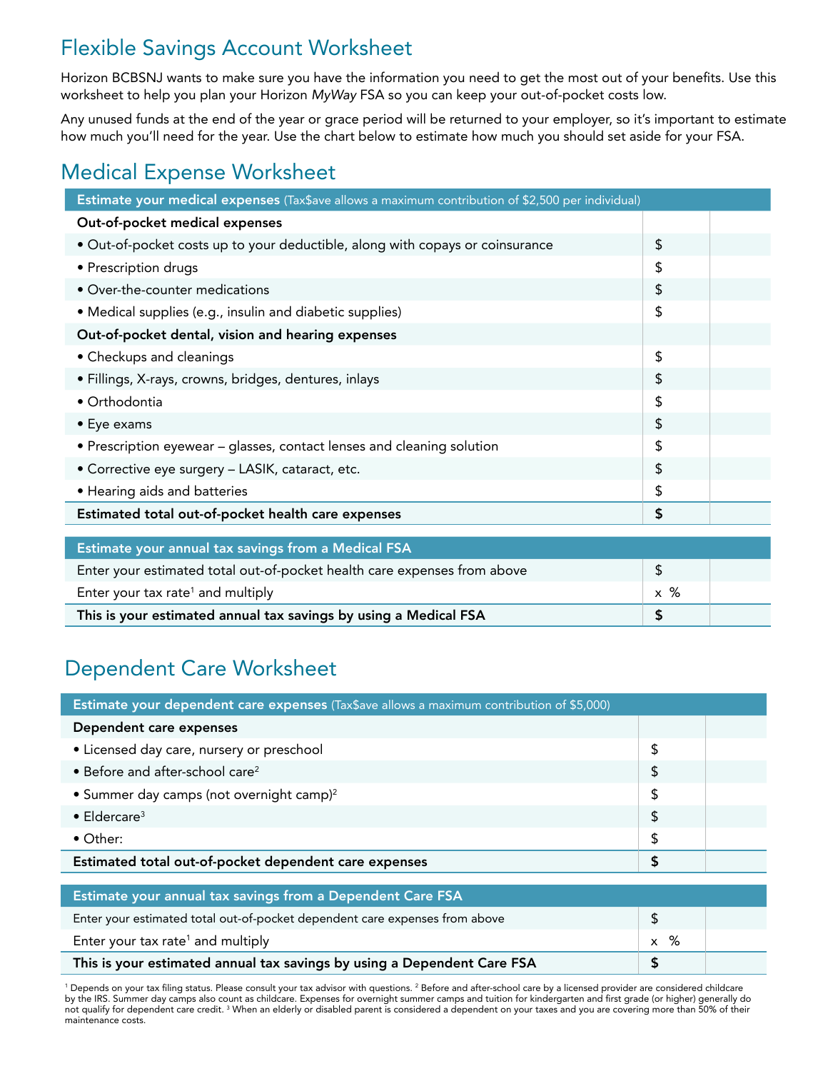# Flexible Savings Account Worksheet

Horizon BCBSNJ wants to make sure you have the information you need to get the most out of your benefits. Use this worksheet to help you plan your Horizon *MyWay* FSA so you can keep your out-of-pocket costs low.

Any unused funds at the end of the year or grace period will be returned to your employer, so it's important to estimate how much you'll need for the year. Use the chart below to estimate how much you should set aside for your FSA.

## Medical Expense Worksheet

| **Estimate your medical expenses** (Tax$ave allows a maximum contribution of $2,500 per individual) | | |
|---|---|---|
| **Out-of-pocket medical expenses** | | |
| • Out-of-pocket costs up to your deductible, along with copays or coinsurance | $ | |
| • Prescription drugs | $ | |
| • Over-the-counter medications | $ | |
| • Medical supplies (e.g., insulin and diabetic supplies) | $ | |
| **Out-of-pocket dental, vision and hearing expenses** | | |
| • Checkups and cleanings | $ | |
| • Fillings, X-rays, crowns, bridges, dentures, inlays | $ | |
| • Orthodontia | $ | |
| • Eye exams | $ | |
| • Prescription eyewear – glasses, contact lenses and cleaning solution | $ | |
| • Corrective eye surgery – LASIK, cataract, etc. | $ | |
| • Hearing aids and batteries | $ | |
| **Estimated total out-of-pocket health care expenses** | **$** | |

| **Estimate your annual tax savings from a Medical FSA** | | |
|---|---|---|
| Enter your estimated total out-of-pocket health care expenses from above | $ | |
| Enter your tax rate[1] and multiply | x % | |
| **This is your estimated annual tax savings by using a Medical FSA** | **$** | |

## Dependent Care Worksheet

| **Estimate your dependent care expenses** (Tax$ave allows a maximum contribution of $5,000) | | |
|---|---|---|
| **Dependent care expenses** | | |
| • Licensed day care, nursery or preschool | $ | |
| • Before and after-school care[2] | $ | |
| • Summer day camps (not overnight camp)[2] | $ | |
| • Eldercare[3] | $ | |
| • Other: | $ | |
| **Estimated total out-of-pocket dependent care expenses** | **$** | |

| **Estimate your annual tax savings from a Dependent Care FSA** | | |
|---|---|---|
| Enter your estimated total out-of-pocket dependent care expenses from above | $ | |
| Enter your tax rate[1] and multiply | x % | |
| **This is your estimated annual tax savings by using a Dependent Care FSA** | **$** | |

[1] Depends on your tax filing status. Please consult your tax advisor with questions. [2] Before and after-school care by a licensed provider are considered childcare by the IRS. Summer day camps also count as childcare. Expenses for overnight summer camps and tuition for kindergarten and first grade (or higher) generally do not qualify for dependent care credit. [3] When an elderly or disabled parent is considered a dependent on your taxes and you are covering more than 50% of their maintenance costs.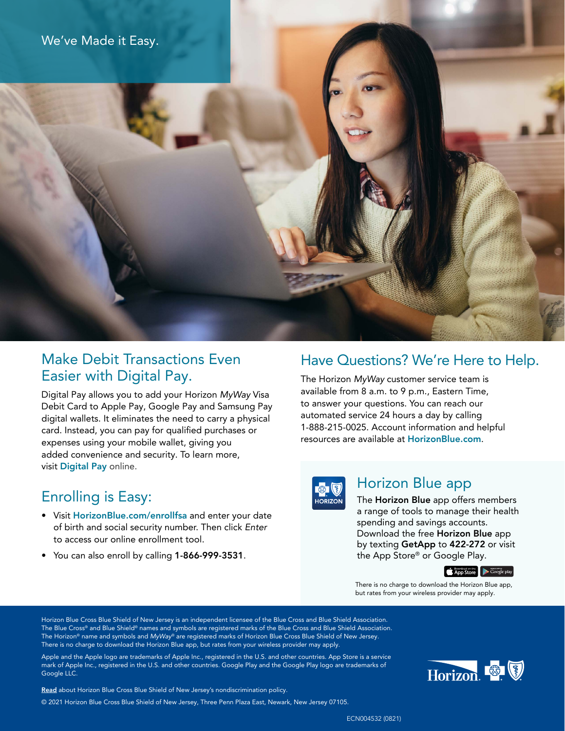We've Made it Easy.

## Make Debit Transactions Even Easier with Digital Pay.

Digital Pay allows you to add your Horizon *MyWay* Visa Debit Card to Apple Pay, Google Pay and Samsung Pay digital wallets. It eliminates the need to carry a physical card. Instead, you can pay for qualified purchases or expenses using your mobile wallet, giving you added convenience and security. To learn more, visit **Digital Pay** online.

## Enrolling is Easy:

- Visit **HorizonBlue.com/enrollfsa** and enter your date of birth and social security number. Then click *Enter* to access our online enrollment tool.
- You can also enroll by calling **1-866-999-3531**.

## Have Questions? We're Here to Help.

The Horizon *MyWay* customer service team is available from 8 a.m. to 9 p.m., Eastern Time, to answer your questions. You can reach our automated service 24 hours a day by calling 1-888-215-0025. Account information and helpful resources are available at **HorizonBlue.com**.

## Horizon Blue app

The **Horizon Blue** app offers members a range of tools to manage their health spending and savings accounts. Download the free **Horizon Blue** app by texting **GetApp** to **422-272** or visit the App Store® or Google Play.

There is no charge to download the Horizon Blue app, but rates from your wireless provider may apply.

Horizon Blue Cross Blue Shield of New Jersey is an independent licensee of the Blue Cross and Blue Shield Association. The Blue Cross® and Blue Shield® names and symbols are registered marks of the Blue Cross and Blue Shield Association. The Horizon® name and symbols and *MyWay*® are registered marks of Horizon Blue Cross Blue Shield of New Jersey. There is no charge to download the Horizon Blue app, but rates from your wireless provider may apply.

Apple and the Apple logo are trademarks of Apple Inc., registered in the U.S. and other countries. App Store is a service mark of Apple Inc., registered in the U.S. and other countries. Google Play and the Google Play logo are trademarks of Google LLC.

**Read** about Horizon Blue Cross Blue Shield of New Jersey's nondiscrimination policy.

© 2021 Horizon Blue Cross Blue Shield of New Jersey, Three Penn Plaza East, Newark, New Jersey 07105.

ECN004532 (0821)